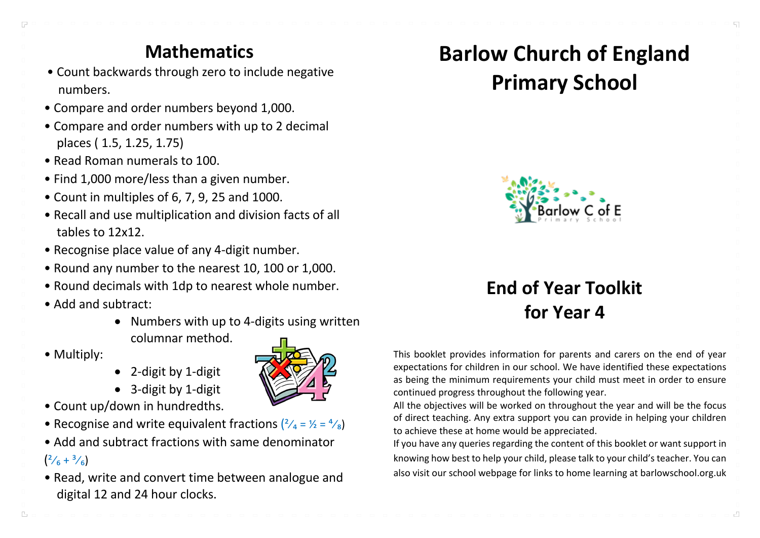## Mathematics

- Count backwards through zero to include negative numbers.
- Compare and order numbers beyond 1,000.
- Compare and order numbers with up to 2 decimal places ( 1.5, 1.25, 1.75)
- Read Roman numerals to 100.
- Find 1,000 more/less than a given number.
- Count in multiples of 6, 7, 9, 25 and 1000.
- Recall and use multiplication and division facts of all tables to 12x12.
- Recognise place value of any 4-digit number.
- Round any number to the nearest 10, 100 or 1,000.
- Round decimals with 1dp to nearest whole number.
- Add and subtract:
  - Numbers with up to 4-digits using written columnar method.
- Multiply:
  - 2-digit by 1-digit
  - 3-digit by 1-digit
- Count up/down in hundredths.
- Recognise and write equivalent fractions ($\frac{2}{4} = \frac{1}{2} = \frac{4}{8}$)
- Add and subtract fractions with same denominator ($\frac{2}{6} + \frac{3}{6}$)
- Read, write and convert time between analogue and digital 12 and 24 hour clocks.

# Barlow Church of England Primary School

## End of Year Toolkit for Year 4

This booklet provides information for parents and carers on the end of year expectations for children in our school. We have identified these expectations as being the minimum requirements your child must meet in order to ensure continued progress throughout the following year.

All the objectives will be worked on throughout the year and will be the focus of direct teaching. Any extra support you can provide in helping your children to achieve these at home would be appreciated.

If you have any queries regarding the content of this booklet or want support in knowing how best to help your child, please talk to your child's teacher. You can also visit our school webpage for links to home learning at barlowschool.org.uk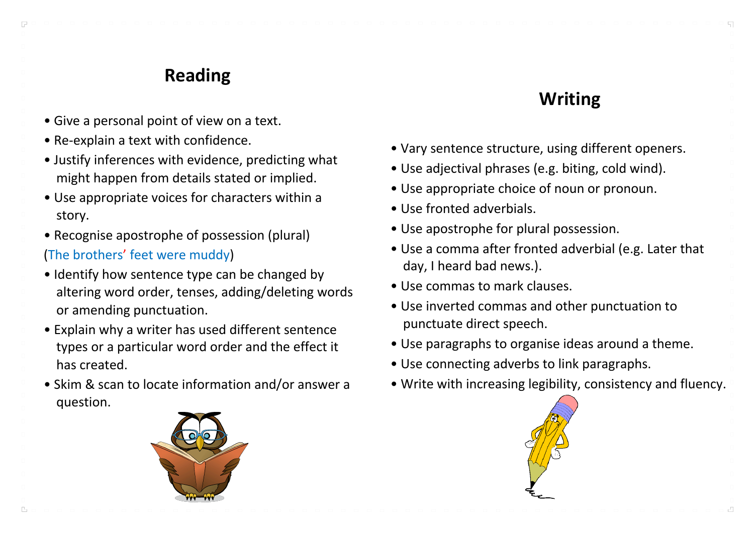## Reading

- Give a personal point of view on a text.
- Re-explain a text with confidence.
- Justify inferences with evidence, predicting what might happen from details stated or implied.
- Use appropriate voices for characters within a story.
- Recognise apostrophe of possession (plural) (The brothers' feet were muddy)
- Identify how sentence type can be changed by altering word order, tenses, adding/deleting words or amending punctuation.
- Explain why a writer has used different sentence types or a particular word order and the effect it has created.
- Skim & scan to locate information and/or answer a question.

## Writing

- Vary sentence structure, using different openers.
- Use adjectival phrases (e.g. biting, cold wind).
- Use appropriate choice of noun or pronoun.
- Use fronted adverbials.
- Use apostrophe for plural possession.
- Use a comma after fronted adverbial (e.g. Later that day, I heard bad news.).
- Use commas to mark clauses.
- Use inverted commas and other punctuation to punctuate direct speech.
- Use paragraphs to organise ideas around a theme.
- Use connecting adverbs to link paragraphs.
- Write with increasing legibility, consistency and fluency.